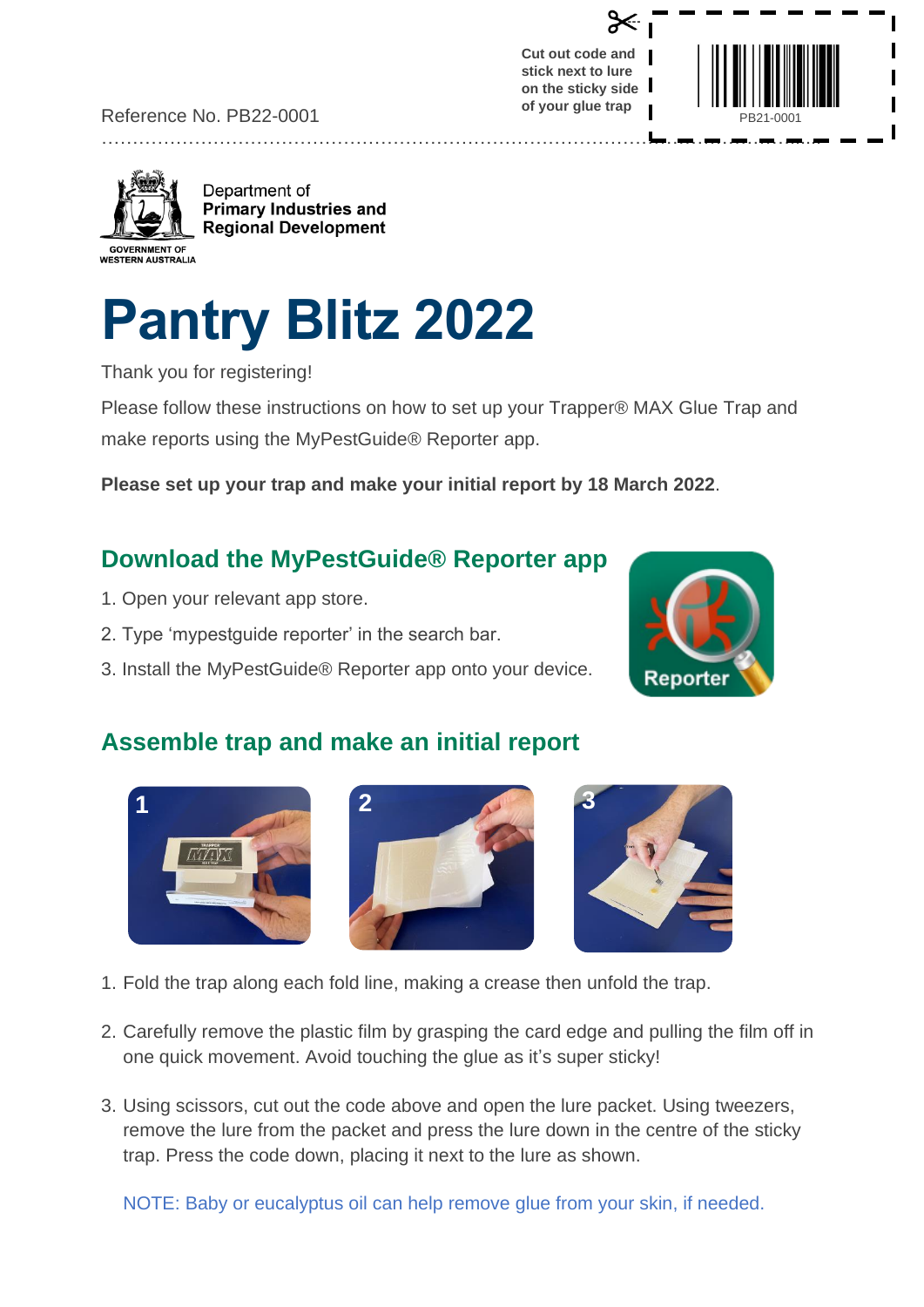Reference No. PB22-0001

Cut out code and stick next to lure on the sticky side of your glue trap

PB21-0001

Department of
**Primary Industries and Regional Development**

GOVERNMENT OF WESTERN AUSTRALIA

# Pantry Blitz 2022

Thank you for registering!

Please follow these instructions on how to set up your Trapper® MAX Glue Trap and make reports using the MyPestGuide® Reporter app.

**Please set up your trap and make your initial report by 18 March 2022**.

## Download the MyPestGuide® Reporter app

1. Open your relevant app store.
2. Type 'mypestguide reporter' in the search bar.
3. Install the MyPestGuide® Reporter app onto your device.

## Assemble trap and make an initial report

1. Fold the trap along each fold line, making a crease then unfold the trap.
2. Carefully remove the plastic film by grasping the card edge and pulling the film off in one quick movement. Avoid touching the glue as it's super sticky!
3. Using scissors, cut out the code above and open the lure packet. Using tweezers, remove the lure from the packet and press the lure down in the centre of the sticky trap. Press the code down, placing it next to the lure as shown.

NOTE: Baby or eucalyptus oil can help remove glue from your skin, if needed.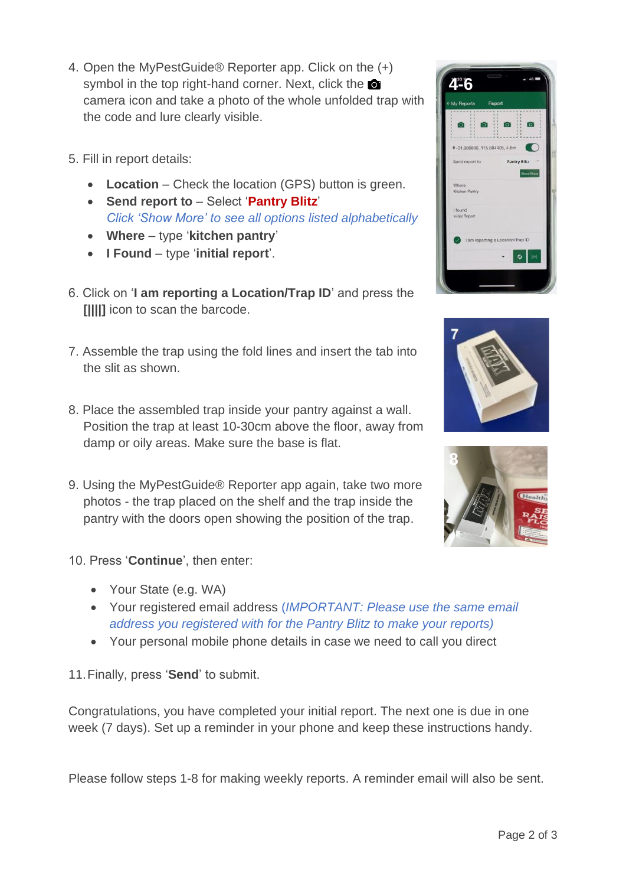4. Open the MyPestGuide® Reporter app. Click on the (+) symbol in the top right-hand corner. Next, click the camera icon and take a photo of the whole unfolded trap with the code and lure clearly visible.

5. Fill in report details:
   - **Location** – Check the location (GPS) button is green.
   - **Send report to** – Select '**Pantry Blitz**'
     *Click 'Show More' to see all options listed alphabetically*
   - **Where** – type '**kitchen pantry**'
   - **I Found** – type '**initial report**'.

6. Click on '**I am reporting a Location/Trap ID**' and press the **[||||]** icon to scan the barcode.

7. Assemble the trap using the fold lines and insert the tab into the slit as shown.

8. Place the assembled trap inside your pantry against a wall. Position the trap at least 10-30cm above the floor, away from damp or oily areas. Make sure the base is flat.

9. Using the MyPestGuide® Reporter app again, take two more photos - the trap placed on the shelf and the trap inside the pantry with the doors open showing the position of the trap.

10. Press '**Continue**', then enter:
    - Your State (e.g. WA)
    - Your registered email address *(IMPORTANT: Please use the same email address you registered with for the Pantry Blitz to make your reports)*
    - Your personal mobile phone details in case we need to call you direct

11. Finally, press '**Send**' to submit.

Congratulations, you have completed your initial report. The next one is due in one week (7 days). Set up a reminder in your phone and keep these instructions handy.

Please follow steps 1-8 for making weekly reports. A reminder email will also be sent.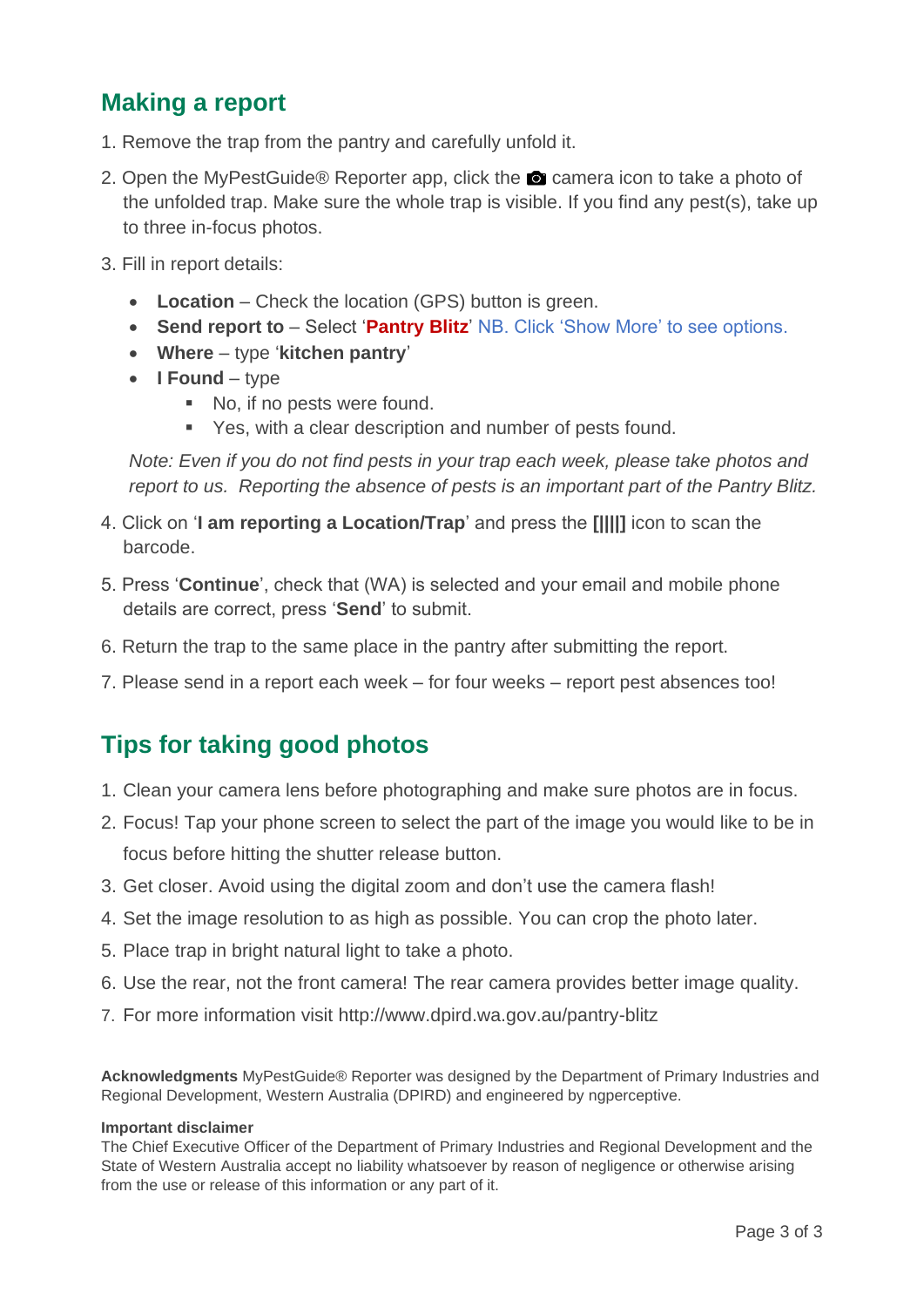## Making a report

1. Remove the trap from the pantry and carefully unfold it.
2. Open the MyPestGuide® Reporter app, click the camera icon to take a photo of the unfolded trap. Make sure the whole trap is visible. If you find any pest(s), take up to three in-focus photos.
3. Fill in report details:
   - **Location** – Check the location (GPS) button is green.
   - **Send report to** – Select '**Pantry Blitz**' NB. Click 'Show More' to see options.
   - **Where** – type '**kitchen pantry**'
   - **I Found** – type
     - No, if no pests were found.
     - Yes, with a clear description and number of pests found.

   *Note: Even if you do not find pests in your trap each week, please take photos and report to us. Reporting the absence of pests is an important part of the Pantry Blitz.*

4. Click on '**I am reporting a Location/Trap**' and press the **[||||]** icon to scan the barcode.
5. Press '**Continue**', check that (WA) is selected and your email and mobile phone details are correct, press '**Send**' to submit.
6. Return the trap to the same place in the pantry after submitting the report.
7. Please send in a report each week – for four weeks – report pest absences too!

## Tips for taking good photos

1. Clean your camera lens before photographing and make sure photos are in focus.
2. Focus! Tap your phone screen to select the part of the image you would like to be in focus before hitting the shutter release button.
3. Get closer. Avoid using the digital zoom and don't use the camera flash!
4. Set the image resolution to as high as possible. You can crop the photo later.
5. Place trap in bright natural light to take a photo.
6. Use the rear, not the front camera! The rear camera provides better image quality.
7. For more information visit http://www.dpird.wa.gov.au/pantry-blitz

**Acknowledgments** MyPestGuide® Reporter was designed by the Department of Primary Industries and Regional Development, Western Australia (DPIRD) and engineered by ngperceptive.

**Important disclaimer**
The Chief Executive Officer of the Department of Primary Industries and Regional Development and the State of Western Australia accept no liability whatsoever by reason of negligence or otherwise arising from the use or release of this information or any part of it.